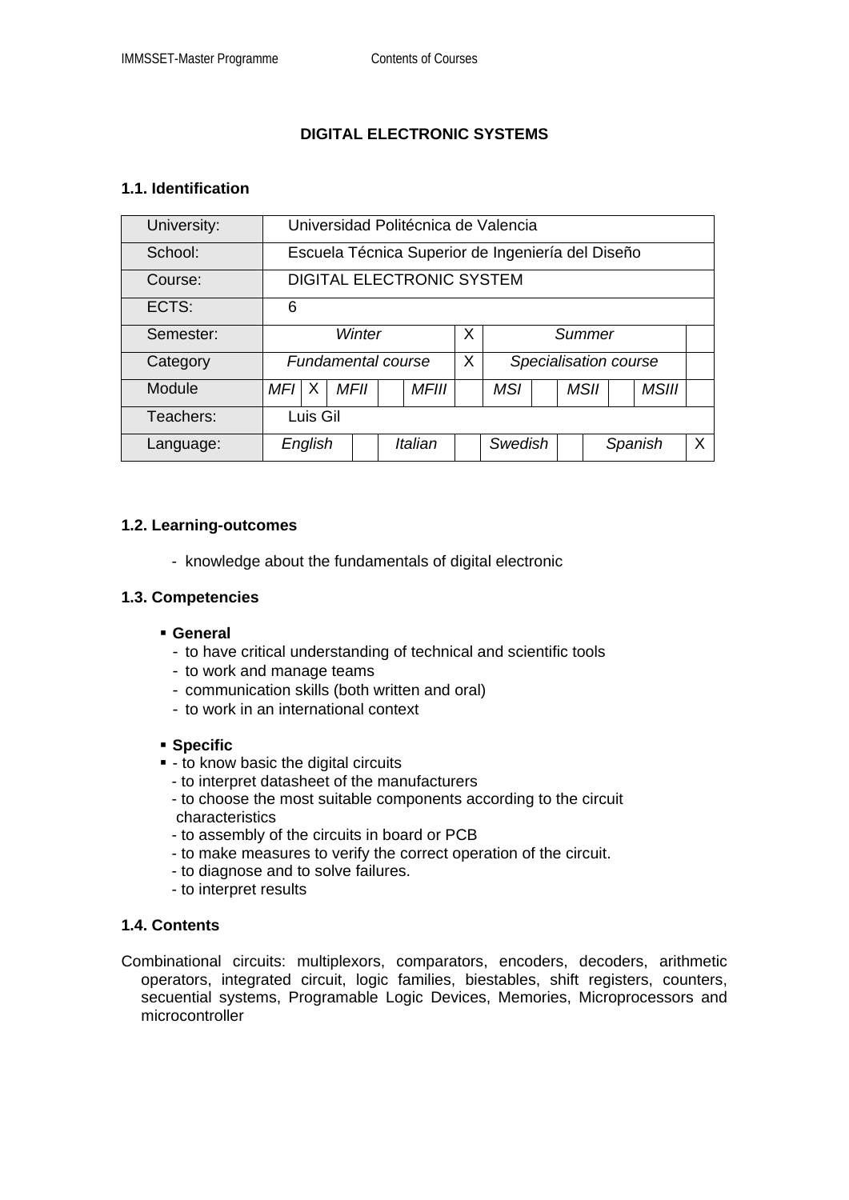# DIGITAL ELECTRONIC SYSTEMS

## 1.1. Identification

| University: | Universidad Politécnica de Valencia | | | | | | | | | | | | | |
|---|---|---|---|---|---|---|---|---|---|---|---|---|---|---|
| School: | Escuela Técnica Superior de Ingeniería del Diseño | | | | | | | | | | | | | |
| Course: | DIGITAL ELECTRONIC SYSTEM | | | | | | | | | | | | | |
| ECTS: | 6 | | | | | | | | | | | | | |
| Semester: | *Winter* | | | | | | X | *Summer* | | | | | | |
| Category | *Fundamental course* | | | | | | X | *Specialisation course* | | | | | | |
| Module | *MFI* | X | *MFII* | | *MFIII* | | | *MSI* | | *MSII* | | *MSIII* | | |
| Teachers: | Luis Gil | | | | | | | | | | | | | |
| Language: | *English* | | | | *Italian* | | | *Swedish* | | | *Spanish* | | | X |

## 1.2. Learning-outcomes

- knowledge about the fundamentals of digital electronic

## 1.3. Competencies

- **General**
  - to have critical understanding of technical and scientific tools
  - to work and manage teams
  - communication skills (both written and oral)
  - to work in an international context

- **Specific**
- - to know basic the digital circuits
  - to interpret datasheet of the manufacturers
  - to choose the most suitable components according to the circuit characteristics
  - to assembly of the circuits in board or PCB
  - to make measures to verify the correct operation of the circuit.
  - to diagnose and to solve failures.
  - to interpret results

## 1.4. Contents

Combinational circuits: multiplexors, comparators, encoders, decoders, arithmetic operators, integrated circuit, logic families, biestables, shift registers, counters, secuential systems, Programable Logic Devices, Memories, Microprocessors and microcontroller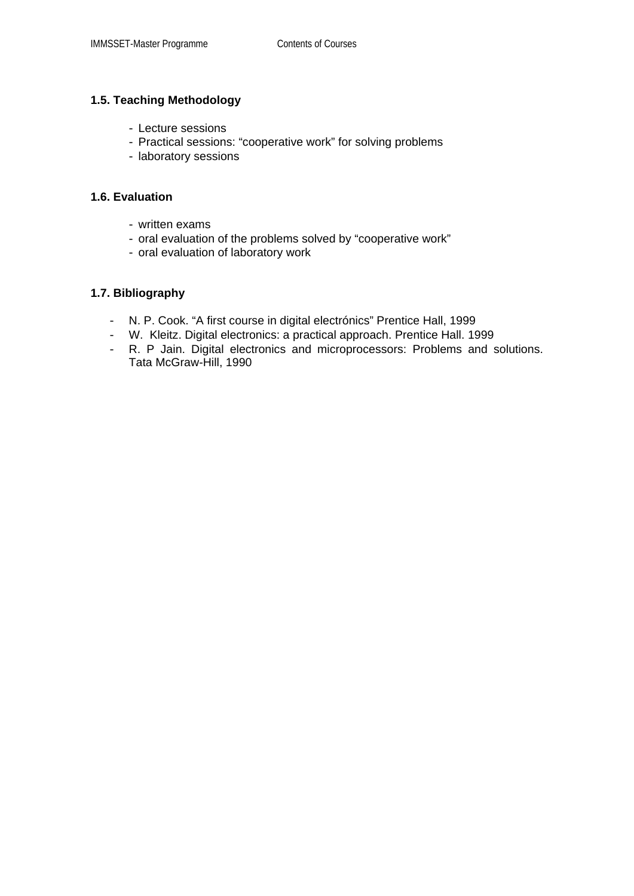### 1.5. Teaching Methodology

- Lecture sessions
- Practical sessions: “cooperative work” for solving problems
- laboratory sessions

### 1.6. Evaluation

- written exams
- oral evaluation of the problems solved by “cooperative work”
- oral evaluation of laboratory work

### 1.7. Bibliography

- N. P. Cook. “A first course in digital electrónics” Prentice Hall, 1999
- W. Kleitz. Digital electronics: a practical approach. Prentice Hall. 1999
- R. P Jain. Digital electronics and microprocessors: Problems and solutions. Tata McGraw-Hill, 1990